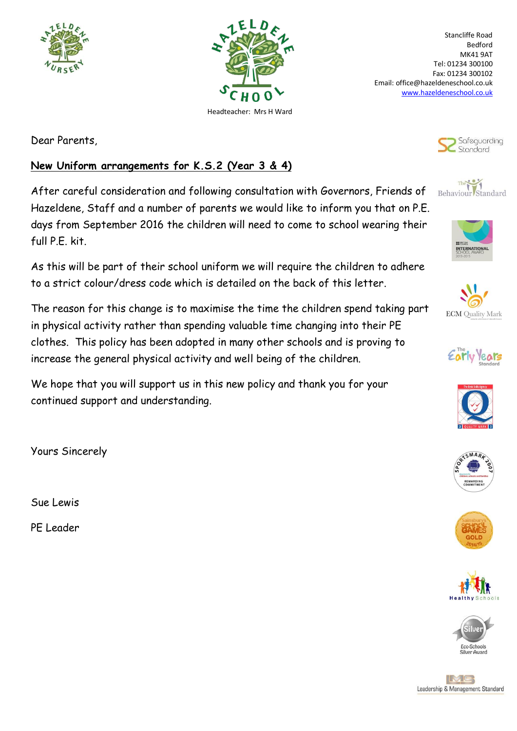Headteacher: Mrs H Ward

Stancliffe Road
Bedford
MK41 9AT
Tel: 01234 300100
Fax: 01234 300102
Email: office@hazeldeneschool.co.uk
www.hazeldeneschool.co.uk

Dear Parents,

**New Uniform arrangements for K.S.2 (Year 3 & 4)**

After careful consideration and following consultation with Governors, Friends of Hazeldene, Staff and a number of parents we would like to inform you that on P.E. days from September 2016 the children will need to come to school wearing their full P.E. kit.

As this will be part of their school uniform we will require the children to adhere to a strict colour/dress code which is detailed on the back of this letter.

The reason for this change is to maximise the time the children spend taking part in physical activity rather than spending valuable time changing into their PE clothes. This policy has been adopted in many other schools and is proving to increase the general physical activity and well being of the children.

We hope that you will support us in this new policy and thank you for your continued support and understanding.

Yours Sincerely

Sue Lewis

PE Leader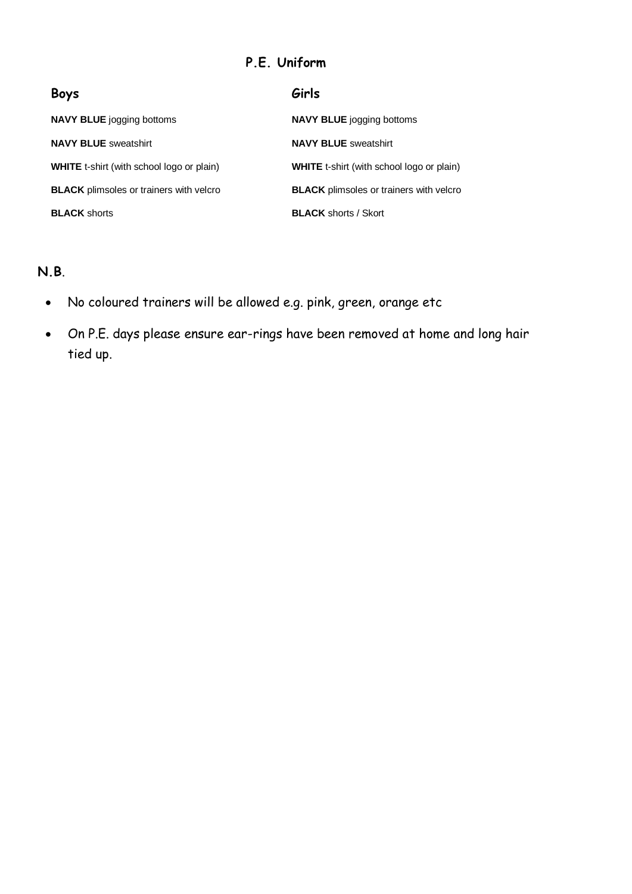## P.E. Uniform

| Boys | Girls |
|---|---|
| **NAVY BLUE** jogging bottoms | **NAVY BLUE** jogging bottoms |
| **NAVY BLUE** sweatshirt | **NAVY BLUE** sweatshirt |
| **WHITE** t-shirt (with school logo or plain) | **WHITE** t-shirt (with school logo or plain) |
| **BLACK** plimsoles or trainers with velcro | **BLACK** plimsoles or trainers with velcro |
| **BLACK** shorts | **BLACK** shorts / Skort |

**N.B.**

- No coloured trainers will be allowed e.g. pink, green, orange etc
- On P.E. days please ensure ear-rings have been removed at home and long hair tied up.